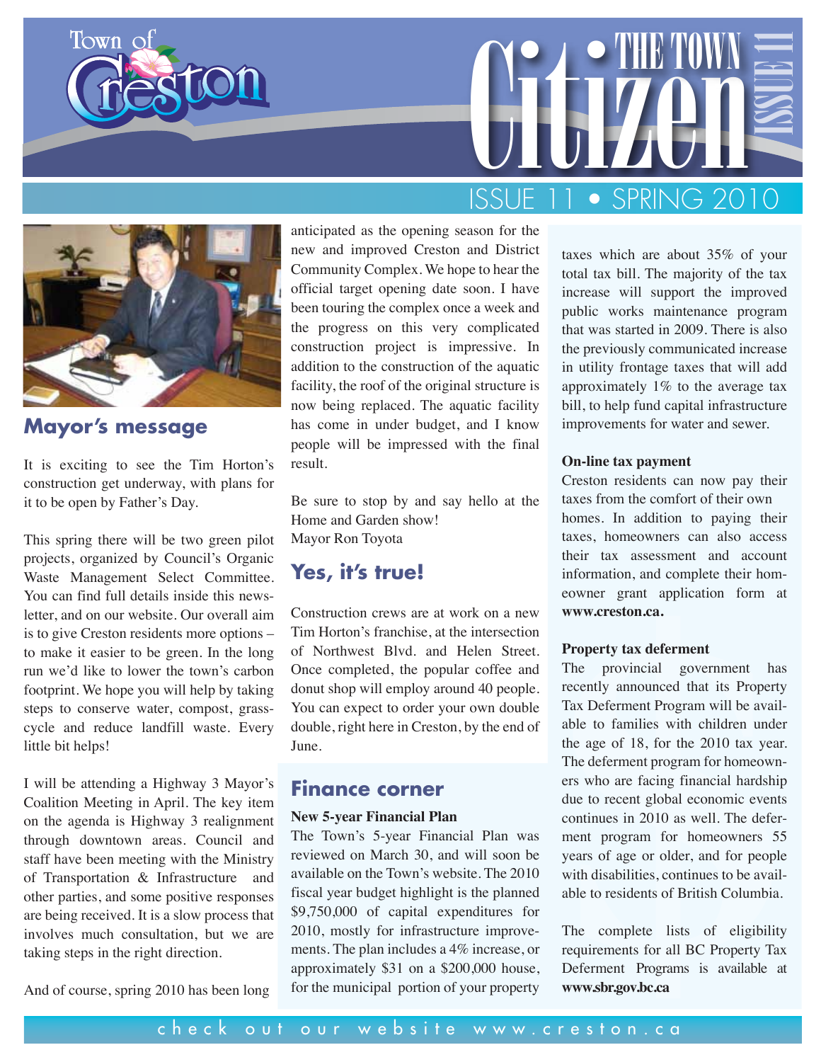# Town of Creston — The Town Citizen — Issue 11

## ISSUE 11 • SPRING 2010

## Mayor's message

It is exciting to see the Tim Horton's construction get underway, with plans for it to be open by Father's Day.

This spring there will be two green pilot projects, organized by Council's Organic Waste Management Select Committee. You can find full details inside this newsletter, and on our website. Our overall aim is to give Creston residents more options – to make it easier to be green. In the long run we'd like to lower the town's carbon footprint. We hope you will help by taking steps to conserve water, compost, grasscycle and reduce landfill waste. Every little bit helps!

I will be attending a Highway 3 Mayor's Coalition Meeting in April. The key item on the agenda is Highway 3 realignment through downtown areas. Council and staff have been meeting with the Ministry of Transportation & Infrastructure and other parties, and some positive responses are being received. It is a slow process that involves much consultation, but we are taking steps in the right direction.

And of course, spring 2010 has been long anticipated as the opening season for the new and improved Creston and District Community Complex. We hope to hear the official target opening date soon. I have been touring the complex once a week and the progress on this very complicated construction project is impressive. In addition to the construction of the aquatic facility, the roof of the original structure is now being replaced. The aquatic facility has come in under budget, and I know people will be impressed with the final result.

Be sure to stop by and say hello at the Home and Garden show!
Mayor Ron Toyota

## Yes, it's true!

Construction crews are at work on a new Tim Horton's franchise, at the intersection of Northwest Blvd. and Helen Street. Once completed, the popular coffee and donut shop will employ around 40 people. You can expect to order your own double double, right here in Creston, by the end of June.

## Finance corner

**New 5-year Financial Plan**
The Town's 5-year Financial Plan was reviewed on March 30, and will soon be available on the Town's website. The 2010 fiscal year budget highlight is the planned $9,750,000 of capital expenditures for 2010, mostly for infrastructure improvements. The plan includes a 4% increase, or approximately $31 on a $200,000 house, for the municipal portion of your property taxes which are about 35% of your total tax bill. The majority of the tax increase will support the improved public works maintenance program that was started in 2009. There is also the previously communicated increase in utility frontage taxes that will add approximately 1% to the average tax bill, to help fund capital infrastructure improvements for water and sewer.

**On-line tax payment**
Creston residents can now pay their taxes from the comfort of their own homes. In addition to paying their taxes, homeowners can also access their tax assessment and account information, and complete their homeowner grant application form at **www.creston.ca.**

**Property tax deferment**
The provincial government has recently announced that its Property Tax Deferment Program will be available to families with children under the age of 18, for the 2010 tax year. The deferment program for homeowners who are facing financial hardship due to recent global economic events continues in 2010 as well. The deferment program for homeowners 55 years of age or older, and for people with disabilities, continues to be available to residents of British Columbia.

The complete lists of eligibility requirements for all BC Property Tax Deferment Programs is available at **www.sbr.gov.bc.ca**

check out our website www.creston.ca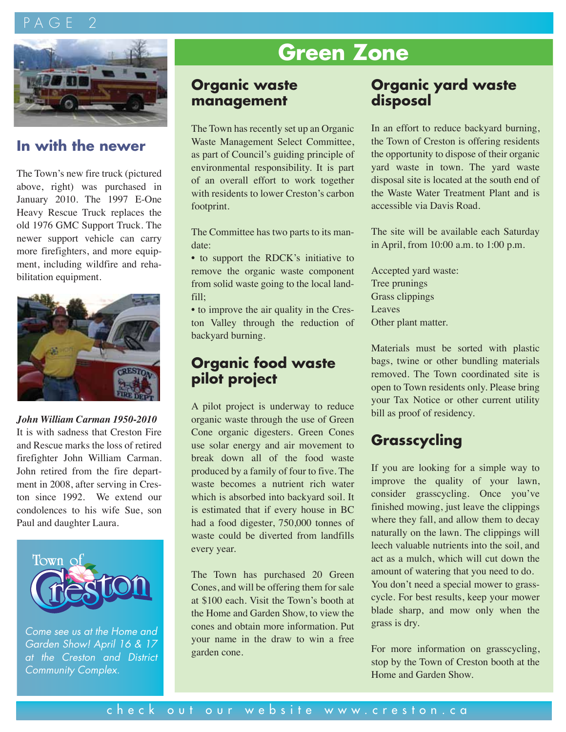## In with the newer

The Town's new fire truck (pictured above, right) was purchased in January 2010. The 1997 E-One Heavy Rescue Truck replaces the old 1976 GMC Support Truck. The newer support vehicle can carry more firefighters, and more equipment, including wildfire and rehabilitation equipment.

***John William Carman 1950-2010***
It is with sadness that Creston Fire and Rescue marks the loss of retired firefighter John William Carman. John retired from the fire department in 2008, after serving in Creston since 1992. We extend our condolences to his wife Sue, son Paul and daughter Laura.

Town of Creston

*Come see us at the Home and Garden Show! April 16 & 17 at the Creston and District Community Complex.*

# Green Zone

## Organic waste management

The Town has recently set up an Organic Waste Management Select Committee, as part of Council's guiding principle of environmental responsibility. It is part of an overall effort to work together with residents to lower Creston's carbon footprint.

The Committee has two parts to its mandate:

- to support the RDCK's initiative to remove the organic waste component from solid waste going to the local landfill;
- to improve the air quality in the Creston Valley through the reduction of backyard burning.

## Organic food waste pilot project

A pilot project is underway to reduce organic waste through the use of Green Cone organic digesters. Green Cones use solar energy and air movement to break down all of the food waste produced by a family of four to five. The waste becomes a nutrient rich water which is absorbed into backyard soil. It is estimated that if every house in BC had a food digester, 750,000 tonnes of waste could be diverted from landfills every year.

The Town has purchased 20 Green Cones, and will be offering them for sale at $100 each. Visit the Town's booth at the Home and Garden Show, to view the cones and obtain more information. Put your name in the draw to win a free garden cone.

## Organic yard waste disposal

In an effort to reduce backyard burning, the Town of Creston is offering residents the opportunity to dispose of their organic yard waste in town. The yard waste disposal site is located at the south end of the Waste Water Treatment Plant and is accessible via Davis Road.

The site will be available each Saturday in April, from 10:00 a.m. to 1:00 p.m.

Accepted yard waste:
Tree prunings
Grass clippings
Leaves
Other plant matter.

Materials must be sorted with plastic bags, twine or other bundling materials removed. The Town coordinated site is open to Town residents only. Please bring your Tax Notice or other current utility bill as proof of residency.

## Grasscycling

If you are looking for a simple way to improve the quality of your lawn, consider grasscycling. Once you've finished mowing, just leave the clippings where they fall, and allow them to decay naturally on the lawn. The clippings will leech valuable nutrients into the soil, and act as a mulch, which will cut down the amount of watering that you need to do. You don't need a special mower to grasscycle. For best results, keep your mower blade sharp, and mow only when the grass is dry.

For more information on grasscycling, stop by the Town of Creston booth at the Home and Garden Show.

check out our website www.creston.ca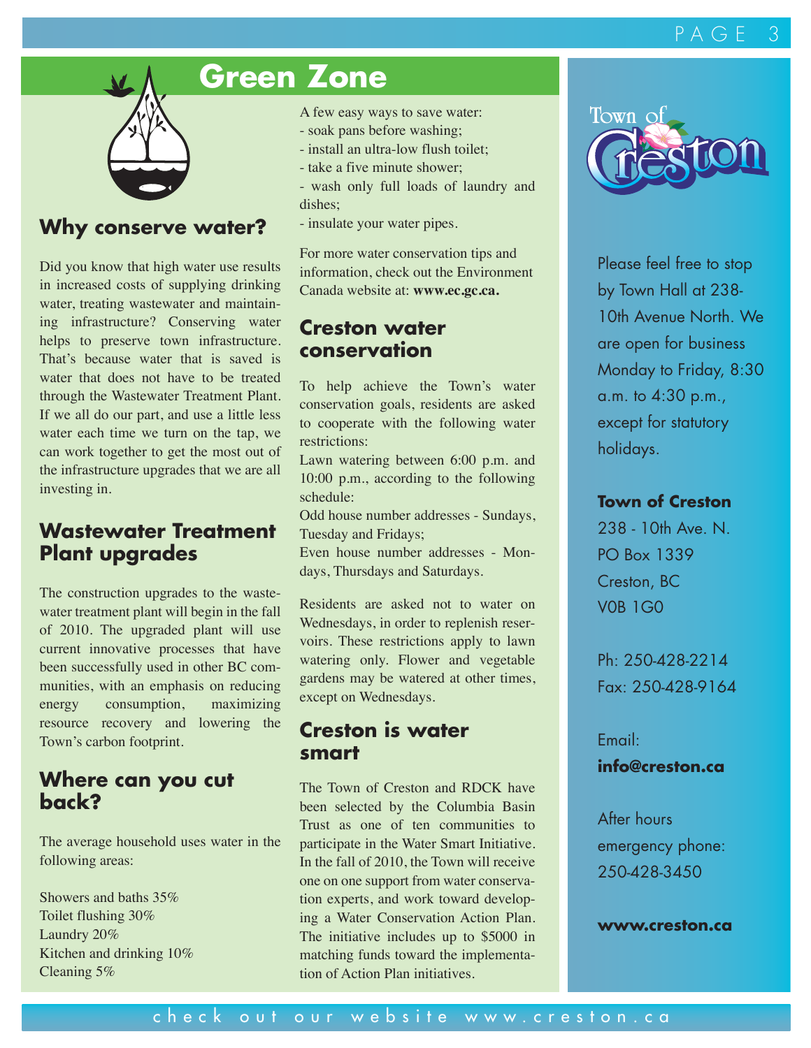# Green Zone

## Why conserve water?

Did you know that high water use results in increased costs of supplying drinking water, treating wastewater and maintaining infrastructure? Conserving water helps to preserve town infrastructure. That's because water that is saved is water that does not have to be treated through the Wastewater Treatment Plant. If we all do our part, and use a little less water each time we turn on the tap, we can work together to get the most out of the infrastructure upgrades that we are all investing in.

## Wastewater Treatment Plant upgrades

The construction upgrades to the wastewater treatment plant will begin in the fall of 2010. The upgraded plant will use current innovative processes that have been successfully used in other BC communities, with an emphasis on reducing energy consumption, maximizing resource recovery and lowering the Town's carbon footprint.

## Where can you cut back?

The average household uses water in the following areas:

Showers and baths 35%
Toilet flushing 30%
Laundry 20%
Kitchen and drinking 10%
Cleaning 5%

A few easy ways to save water:
- soak pans before washing;
- install an ultra-low flush toilet;
- take a five minute shower;
- wash only full loads of laundry and dishes;
- insulate your water pipes.

For more water conservation tips and information, check out the Environment Canada website at: **www.ec.gc.ca.**

## Creston water conservation

To help achieve the Town's water conservation goals, residents are asked to cooperate with the following water restrictions:

Lawn watering between 6:00 p.m. and 10:00 p.m., according to the following schedule:

Odd house number addresses - Sundays, Tuesday and Fridays;

Even house number addresses - Mondays, Thursdays and Saturdays.

Residents are asked not to water on Wednesdays, in order to replenish reservoirs. These restrictions apply to lawn watering only. Flower and vegetable gardens may be watered at other times, except on Wednesdays.

## Creston is water smart

The Town of Creston and RDCK have been selected by the Columbia Basin Trust as one of ten communities to participate in the Water Smart Initiative. In the fall of 2010, the Town will receive one on one support from water conservation experts, and work toward developing a Water Conservation Action Plan. The initiative includes up to $5000 in matching funds toward the implementation of Action Plan initiatives.

Town of Creston

Please feel free to stop by Town Hall at 238-10th Avenue North. We are open for business Monday to Friday, 8:30 a.m. to 4:30 p.m., except for statutory holidays.

**Town of Creston**
238 - 10th Ave. N.
PO Box 1339
Creston, BC
V0B 1G0

Ph: 250-428-2214
Fax: 250-428-9164

Email:
**info@creston.ca**

After hours emergency phone:
250-428-3450

**www.creston.ca**

check out our website www.creston.ca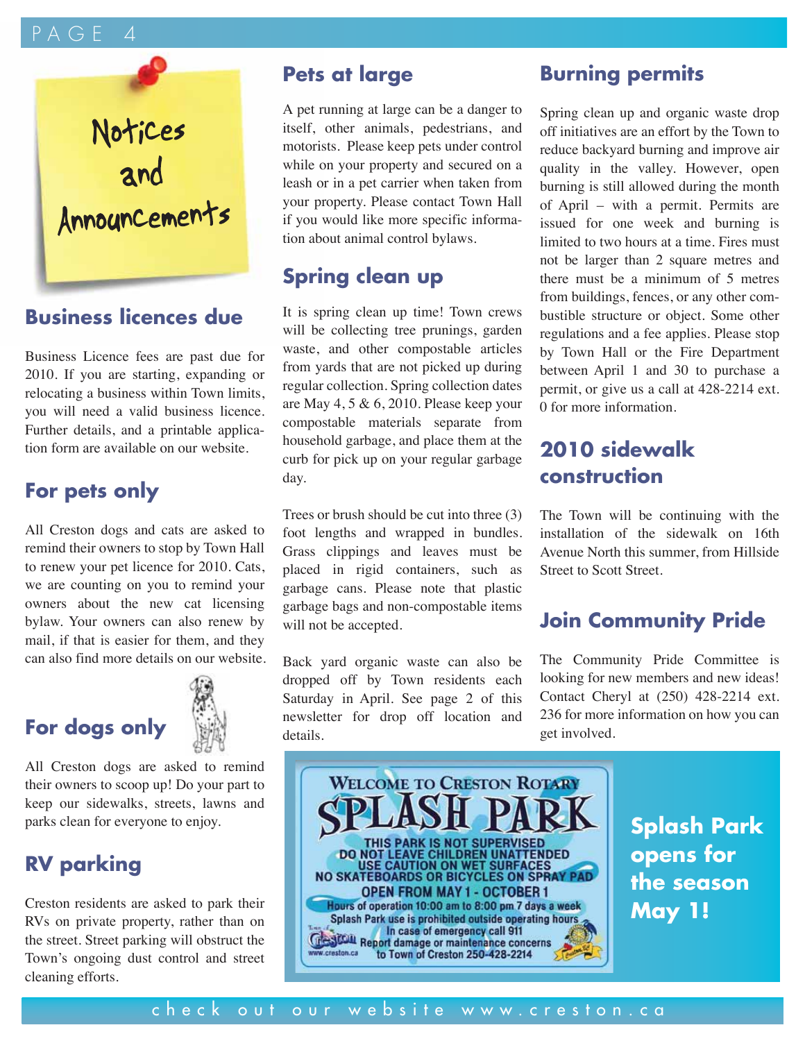# Notices and Announcements

## Business licences due

Business Licence fees are past due for 2010. If you are starting, expanding or relocating a business within Town limits, you will need a valid business licence. Further details, and a printable application form are available on our website.

## For pets only

All Creston dogs and cats are asked to remind their owners to stop by Town Hall to renew your pet licence for 2010. Cats, we are counting on you to remind your owners about the new cat licensing bylaw. Your owners can also renew by mail, if that is easier for them, and they can also find more details on our website.

## For dogs only

All Creston dogs are asked to remind their owners to scoop up! Do your part to keep our sidewalks, streets, lawns and parks clean for everyone to enjoy.

## RV parking

Creston residents are asked to park their RVs on private property, rather than on the street. Street parking will obstruct the Town's ongoing dust control and street cleaning efforts.

## Pets at large

A pet running at large can be a danger to itself, other animals, pedestrians, and motorists. Please keep pets under control while on your property and secured on a leash or in a pet carrier when taken from your property. Please contact Town Hall if you would like more specific information about animal control bylaws.

## Spring clean up

It is spring clean up time! Town crews will be collecting tree prunings, garden waste, and other compostable articles from yards that are not picked up during regular collection. Spring collection dates are May 4, 5 & 6, 2010. Please keep your compostable materials separate from household garbage, and place them at the curb for pick up on your regular garbage day.

Trees or brush should be cut into three (3) foot lengths and wrapped in bundles. Grass clippings and leaves must be placed in rigid containers, such as garbage cans. Please note that plastic garbage bags and non-compostable items will not be accepted.

Back yard organic waste can also be dropped off by Town residents each Saturday in April. See page 2 of this newsletter for drop off location and details.

## Burning permits

Spring clean up and organic waste drop off initiatives are an effort by the Town to reduce backyard burning and improve air quality in the valley. However, open burning is still allowed during the month of April – with a permit. Permits are issued for one week and burning is limited to two hours at a time. Fires must not be larger than 2 square metres and there must be a minimum of 5 metres from buildings, fences, or any other combustible structure or object. Some other regulations and a fee applies. Please stop by Town Hall or the Fire Department between April 1 and 30 to purchase a permit, or give us a call at 428-2214 ext. 0 for more information.

## 2010 sidewalk construction

The Town will be continuing with the installation of the sidewalk on 16th Avenue North this summer, from Hillside Street to Scott Street.

## Join Community Pride

The Community Pride Committee is looking for new members and new ideas! Contact Cheryl at (250) 428-2214 ext. 236 for more information on how you can get involved.

WELCOME TO CRESTON ROTARY SPLASH PARK

THIS PARK IS NOT SUPERVISED
DO NOT LEAVE CHILDREN UNATTENDED
USE CAUTION ON WET SURFACES
NO SKATEBOARDS OR BICYCLES ON SPRAY PAD
OPEN FROM MAY 1 - OCTOBER 1
Hours of operation 10:00 am to 8:00 pm 7 days a week
Splash Park use is prohibited outside operating hours
In case of emergency call 911
Report damage or maintenance concerns to Town of Creston 250-428-2214
www.creston.ca

## Splash Park opens for the season May 1!

check out our website www.creston.ca